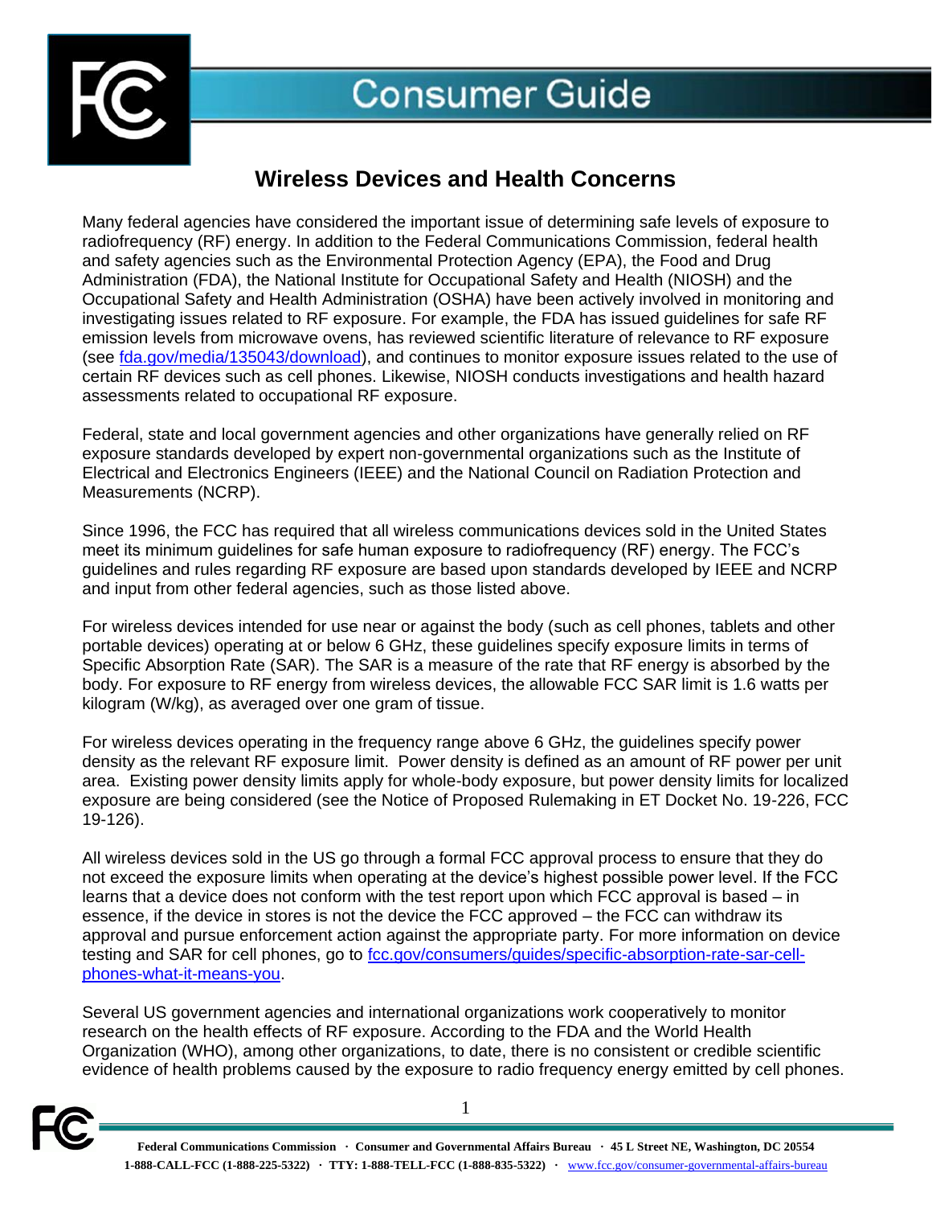# Consumer Guide

## Wireless Devices and Health Concerns

Many federal agencies have considered the important issue of determining safe levels of exposure to radiofrequency (RF) energy. In addition to the Federal Communications Commission, federal health and safety agencies such as the Environmental Protection Agency (EPA), the Food and Drug Administration (FDA), the National Institute for Occupational Safety and Health (NIOSH) and the Occupational Safety and Health Administration (OSHA) have been actively involved in monitoring and investigating issues related to RF exposure. For example, the FDA has issued guidelines for safe RF emission levels from microwave ovens, has reviewed scientific literature of relevance to RF exposure (see [fda.gov/media/135043/download](https://fda.gov/media/135043/download)), and continues to monitor exposure issues related to the use of certain RF devices such as cell phones. Likewise, NIOSH conducts investigations and health hazard assessments related to occupational RF exposure.

Federal, state and local government agencies and other organizations have generally relied on RF exposure standards developed by expert non-governmental organizations such as the Institute of Electrical and Electronics Engineers (IEEE) and the National Council on Radiation Protection and Measurements (NCRP).

Since 1996, the FCC has required that all wireless communications devices sold in the United States meet its minimum guidelines for safe human exposure to radiofrequency (RF) energy. The FCC's guidelines and rules regarding RF exposure are based upon standards developed by IEEE and NCRP and input from other federal agencies, such as those listed above.

For wireless devices intended for use near or against the body (such as cell phones, tablets and other portable devices) operating at or below 6 GHz, these guidelines specify exposure limits in terms of Specific Absorption Rate (SAR). The SAR is a measure of the rate that RF energy is absorbed by the body. For exposure to RF energy from wireless devices, the allowable FCC SAR limit is 1.6 watts per kilogram (W/kg), as averaged over one gram of tissue.

For wireless devices operating in the frequency range above 6 GHz, the guidelines specify power density as the relevant RF exposure limit. Power density is defined as an amount of RF power per unit area. Existing power density limits apply for whole-body exposure, but power density limits for localized exposure are being considered (see the Notice of Proposed Rulemaking in ET Docket No. 19-226, FCC 19-126).

All wireless devices sold in the US go through a formal FCC approval process to ensure that they do not exceed the exposure limits when operating at the device's highest possible power level. If the FCC learns that a device does not conform with the test report upon which FCC approval is based – in essence, if the device in stores is not the device the FCC approved – the FCC can withdraw its approval and pursue enforcement action against the appropriate party. For more information on device testing and SAR for cell phones, go to [fcc.gov/consumers/guides/specific-absorption-rate-sar-cell-phones-what-it-means-you](https://fcc.gov/consumers/guides/specific-absorption-rate-sar-cell-phones-what-it-means-you).

Several US government agencies and international organizations work cooperatively to monitor research on the health effects of RF exposure. According to the FDA and the World Health Organization (WHO), among other organizations, to date, there is no consistent or credible scientific evidence of health problems caused by the exposure to radio frequency energy emitted by cell phones.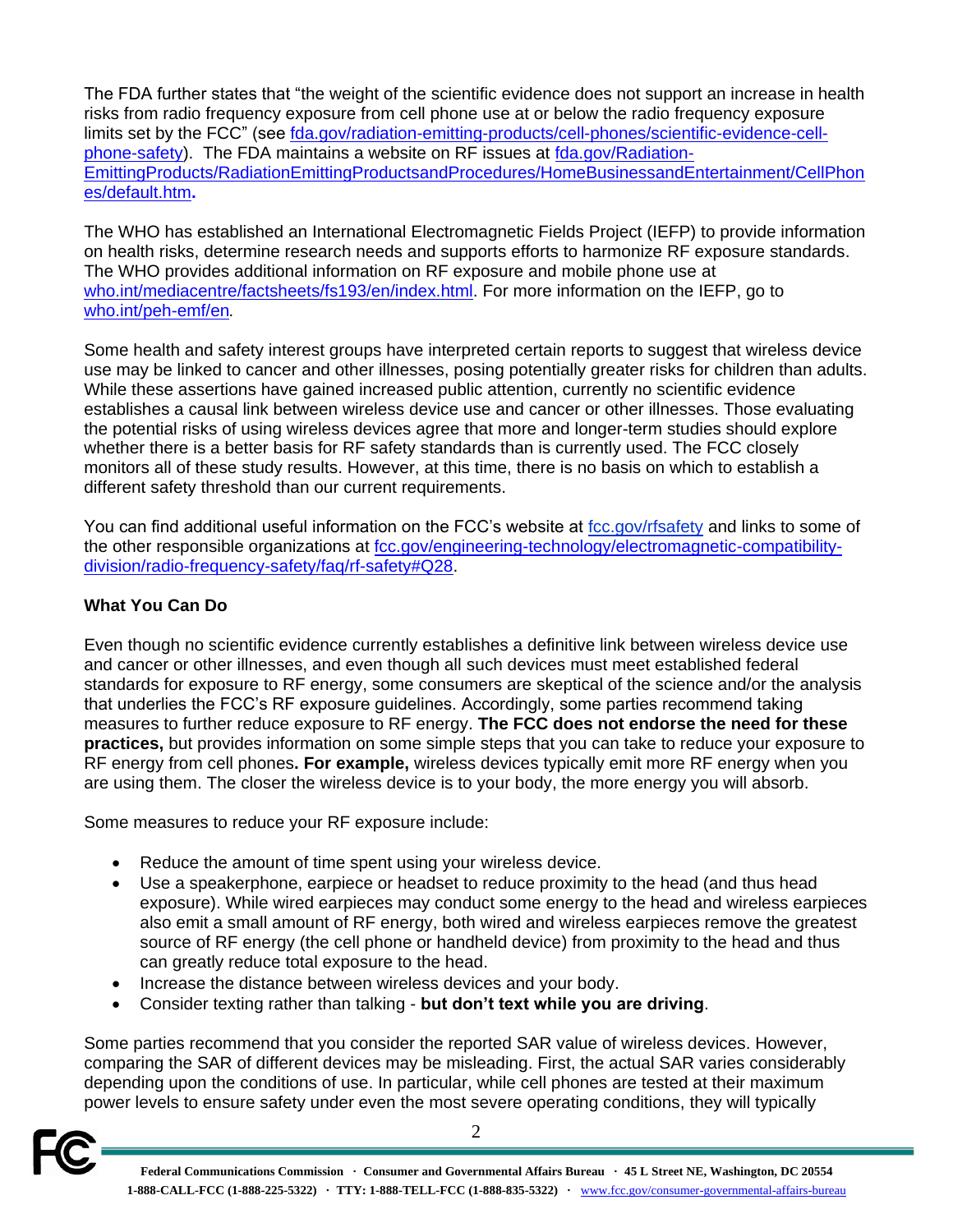The FDA further states that "the weight of the scientific evidence does not support an increase in health risks from radio frequency exposure from cell phone use at or below the radio frequency exposure limits set by the FCC" (see fda.gov/radiation-emitting-products/cell-phones/scientific-evidence-cell-phone-safety). The FDA maintains a website on RF issues at fda.gov/Radiation-EmittingProducts/RadiationEmittingProductsandProcedures/HomeBusinessandEntertainment/CellPhones/default.htm**.**

The WHO has established an International Electromagnetic Fields Project (IEFP) to provide information on health risks, determine research needs and supports efforts to harmonize RF exposure standards. The WHO provides additional information on RF exposure and mobile phone use at who.int/mediacentre/factsheets/fs193/en/index.html. For more information on the IEFP, go to who.int/peh-emf/en*.*

Some health and safety interest groups have interpreted certain reports to suggest that wireless device use may be linked to cancer and other illnesses, posing potentially greater risks for children than adults. While these assertions have gained increased public attention, currently no scientific evidence establishes a causal link between wireless device use and cancer or other illnesses. Those evaluating the potential risks of using wireless devices agree that more and longer-term studies should explore whether there is a better basis for RF safety standards than is currently used. The FCC closely monitors all of these study results. However, at this time, there is no basis on which to establish a different safety threshold than our current requirements.

You can find additional useful information on the FCC's website at fcc.gov/rfsafety and links to some of the other responsible organizations at fcc.gov/engineering-technology/electromagnetic-compatibility-division/radio-frequency-safety/faq/rf-safety#Q28.

## What You Can Do

Even though no scientific evidence currently establishes a definitive link between wireless device use and cancer or other illnesses, and even though all such devices must meet established federal standards for exposure to RF energy, some consumers are skeptical of the science and/or the analysis that underlies the FCC's RF exposure guidelines. Accordingly, some parties recommend taking measures to further reduce exposure to RF energy. **The FCC does not endorse the need for these practices,** but provides information on some simple steps that you can take to reduce your exposure to RF energy from cell phones**. For example,** wireless devices typically emit more RF energy when you are using them. The closer the wireless device is to your body, the more energy you will absorb.

Some measures to reduce your RF exposure include:

- Reduce the amount of time spent using your wireless device.
- Use a speakerphone, earpiece or headset to reduce proximity to the head (and thus head exposure). While wired earpieces may conduct some energy to the head and wireless earpieces also emit a small amount of RF energy, both wired and wireless earpieces remove the greatest source of RF energy (the cell phone or handheld device) from proximity to the head and thus can greatly reduce total exposure to the head.
- Increase the distance between wireless devices and your body.
- Consider texting rather than talking - **but don't text while you are driving**.

Some parties recommend that you consider the reported SAR value of wireless devices. However, comparing the SAR of different devices may be misleading. First, the actual SAR varies considerably depending upon the conditions of use. In particular, while cell phones are tested at their maximum power levels to ensure safety under even the most severe operating conditions, they will typically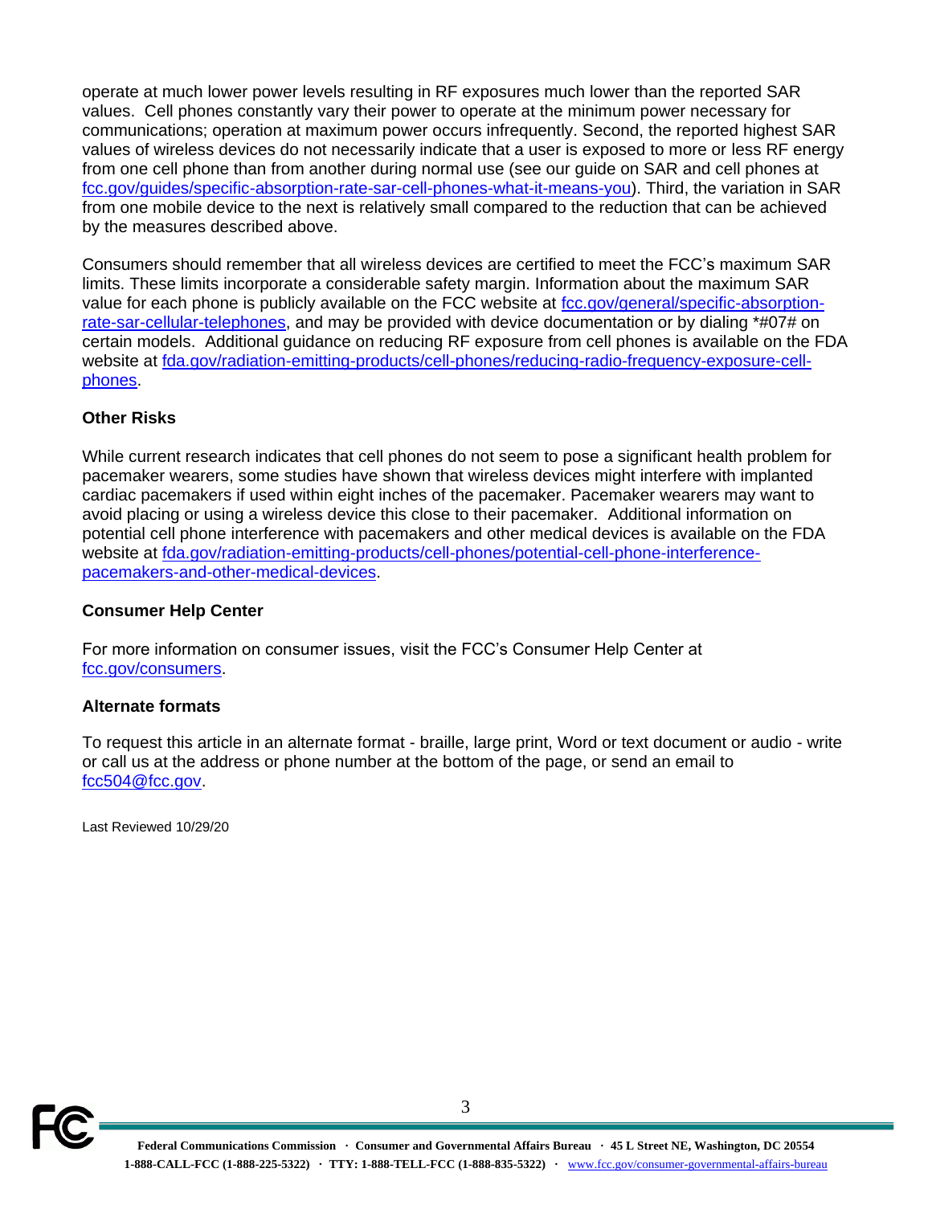operate at much lower power levels resulting in RF exposures much lower than the reported SAR values. Cell phones constantly vary their power to operate at the minimum power necessary for communications; operation at maximum power occurs infrequently. Second, the reported highest SAR values of wireless devices do not necessarily indicate that a user is exposed to more or less RF energy from one cell phone than from another during normal use (see our guide on SAR and cell phones at [fcc.gov/guides/specific-absorption-rate-sar-cell-phones-what-it-means-you](fcc.gov/guides/specific-absorption-rate-sar-cell-phones-what-it-means-you)). Third, the variation in SAR from one mobile device to the next is relatively small compared to the reduction that can be achieved by the measures described above.

Consumers should remember that all wireless devices are certified to meet the FCC's maximum SAR limits. These limits incorporate a considerable safety margin. Information about the maximum SAR value for each phone is publicly available on the FCC website at [fcc.gov/general/specific-absorption-rate-sar-cellular-telephones](fcc.gov/general/specific-absorption-rate-sar-cellular-telephones), and may be provided with device documentation or by dialing *#07# on certain models. Additional guidance on reducing RF exposure from cell phones is available on the FDA website at [fda.gov/radiation-emitting-products/cell-phones/reducing-radio-frequency-exposure-cell-phones](fda.gov/radiation-emitting-products/cell-phones/reducing-radio-frequency-exposure-cell-phones).

### Other Risks

While current research indicates that cell phones do not seem to pose a significant health problem for pacemaker wearers, some studies have shown that wireless devices might interfere with implanted cardiac pacemakers if used within eight inches of the pacemaker. Pacemaker wearers may want to avoid placing or using a wireless device this close to their pacemaker. Additional information on potential cell phone interference with pacemakers and other medical devices is available on the FDA website at [fda.gov/radiation-emitting-products/cell-phones/potential-cell-phone-interference-pacemakers-and-other-medical-devices](fda.gov/radiation-emitting-products/cell-phones/potential-cell-phone-interference-pacemakers-and-other-medical-devices).

### Consumer Help Center

For more information on consumer issues, visit the FCC's Consumer Help Center at [fcc.gov/consumers](fcc.gov/consumers).

### Alternate formats

To request this article in an alternate format - braille, large print, Word or text document or audio - write or call us at the address or phone number at the bottom of the page, or send an email to [fcc504@fcc.gov](mailto:fcc504@fcc.gov).

Last Reviewed 10/29/20

**Federal Communications Commission · Consumer and Governmental Affairs Bureau · 45 L Street NE, Washington, DC 20554**
**1-888-CALL-FCC (1-888-225-5322) · TTY: 1-888-TELL-FCC (1-888-835-5322) ·** [www.fcc.gov/consumer-governmental-affairs-bureau](www.fcc.gov/consumer-governmental-affairs-bureau)